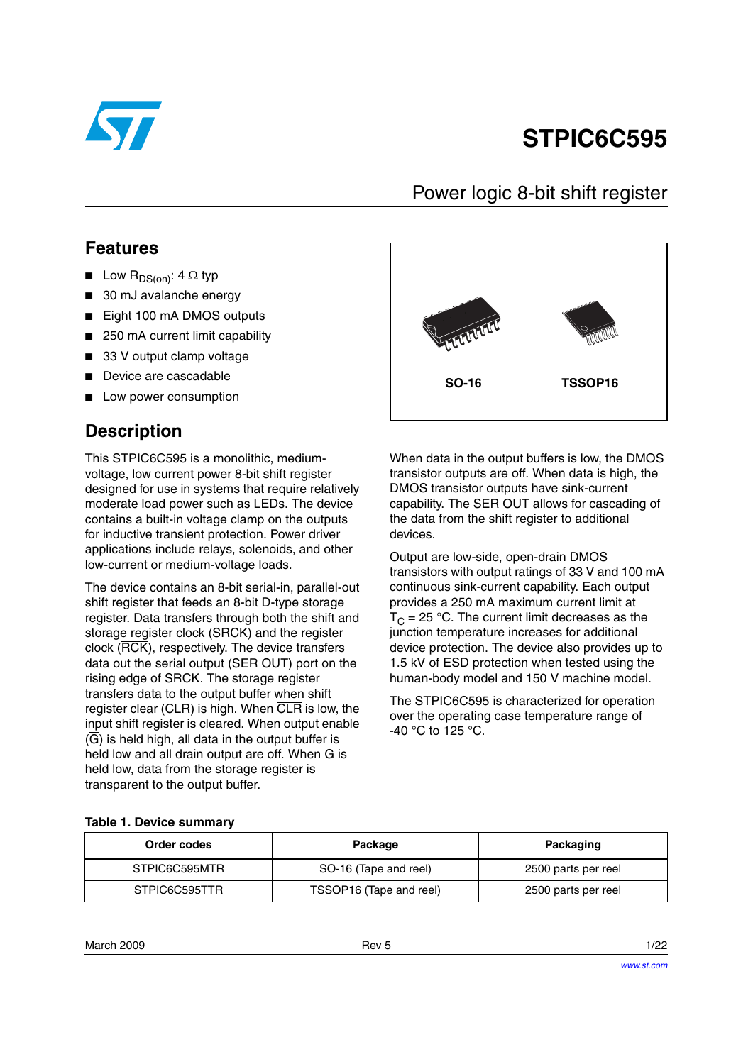# STPIC6C595

## Power logic 8-bit shift register

### Features

- Low $R_{DS(on)}$: 4 Ω typ
- 30 mJ avalanche energy
- Eight 100 mA DMOS outputs
- 250 mA current limit capability
- 33 V output clamp voltage
- Device are cascadable
- Low power consumption

SO-16 TSSOP16

### Description

This STPIC6C595 is a monolithic, medium-voltage, low current power 8-bit shift register designed for use in systems that require relatively moderate load power such as LEDs. The device contains a built-in voltage clamp on the outputs for inductive transient protection. Power driver applications include relays, solenoids, and other low-current or medium-voltage loads.

The device contains an 8-bit serial-in, parallel-out shift register that feeds an 8-bit D-type storage register. Data transfers through both the shift and storage register clock (SRCK) and the register clock ($\overline{RCK}$), respectively. The device transfers data out the serial output (SER OUT) port on the rising edge of SRCK. The storage register transfers data to the output buffer when shift register clear (CLR) is high. When $\overline{CLR}$ is low, the input shift register is cleared. When output enable ($\overline{G}$) is held high, all data in the output buffer is held low and all drain output are off. When G is held low, data from the storage register is transparent to the output buffer.

When data in the output buffers is low, the DMOS transistor outputs are off. When data is high, the DMOS transistor outputs have sink-current capability. The SER OUT allows for cascading of the data from the shift register to additional devices.

Output are low-side, open-drain DMOS transistors with output ratings of 33 V and 100 mA continuous sink-current capability. Each output provides a 250 mA maximum current limit at $T_C$ = 25 °C. The current limit decreases as the junction temperature increases for additional device protection. The device also provides up to 1.5 kV of ESD protection when tested using the human-body model and 150 V machine model.

The STPIC6C595 is characterized for operation over the operating case temperature range of -40 °C to 125 °C.

**Table 1. Device summary**

| Order codes | Package | Packaging |
|---|---|---|
| STPIC6C595MTR | SO-16 (Tape and reel) | 2500 parts per reel |
| STPIC6C595TTR | TSSOP16 (Tape and reel) | 2500 parts per reel |

March 2009 Rev 5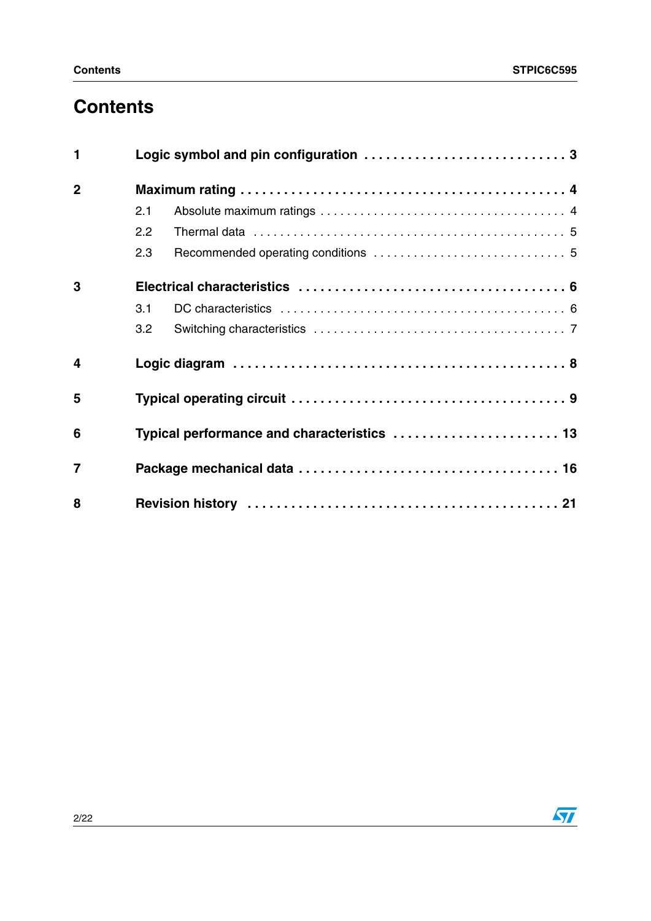# Contents

1 Logic symbol and pin configuration . . . . . . . . . . . . . . . . . . . . . . . . . . . . 3

2 Maximum rating . . . . . . . . . . . . . . . . . . . . . . . . . . . . . . . . . . . . . . . . . . 4

- 2.1 Absolute maximum ratings . . . . . . . . . . . . . . . . . . . . . . . . . . . . . . . . . . . 4
- 2.2 Thermal data . . . . . . . . . . . . . . . . . . . . . . . . . . . . . . . . . . . . . . . . . . . . . 5
- 2.3 Recommended operating conditions . . . . . . . . . . . . . . . . . . . . . . . . . . . 5

3 Electrical characteristics . . . . . . . . . . . . . . . . . . . . . . . . . . . . . . . . . . . 6

- 3.1 DC characteristics . . . . . . . . . . . . . . . . . . . . . . . . . . . . . . . . . . . . . . . . . 6
- 3.2 Switching characteristics . . . . . . . . . . . . . . . . . . . . . . . . . . . . . . . . . . . . 7

4 Logic diagram . . . . . . . . . . . . . . . . . . . . . . . . . . . . . . . . . . . . . . . . . . . 8

5 Typical operating circuit . . . . . . . . . . . . . . . . . . . . . . . . . . . . . . . . . . . . 9

6 Typical performance and characteristics . . . . . . . . . . . . . . . . . . . . . . . 13

7 Package mechanical data . . . . . . . . . . . . . . . . . . . . . . . . . . . . . . . . . . 16

8 Revision history . . . . . . . . . . . . . . . . . . . . . . . . . . . . . . . . . . . . . . . . . 21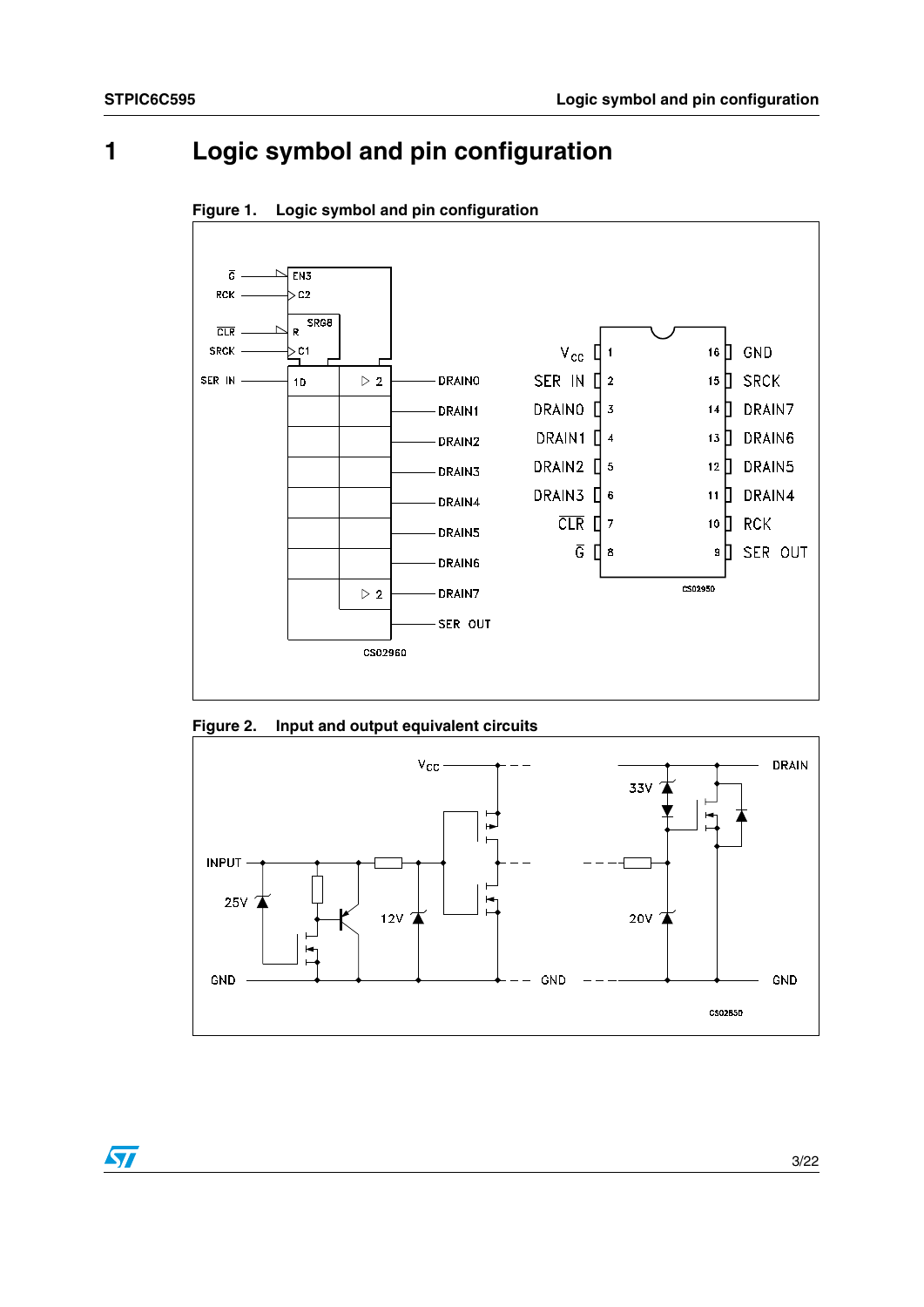# 1 Logic symbol and pin configuration

Figure 1. Logic symbol and pin configuration

Figure 2. Input and output equivalent circuits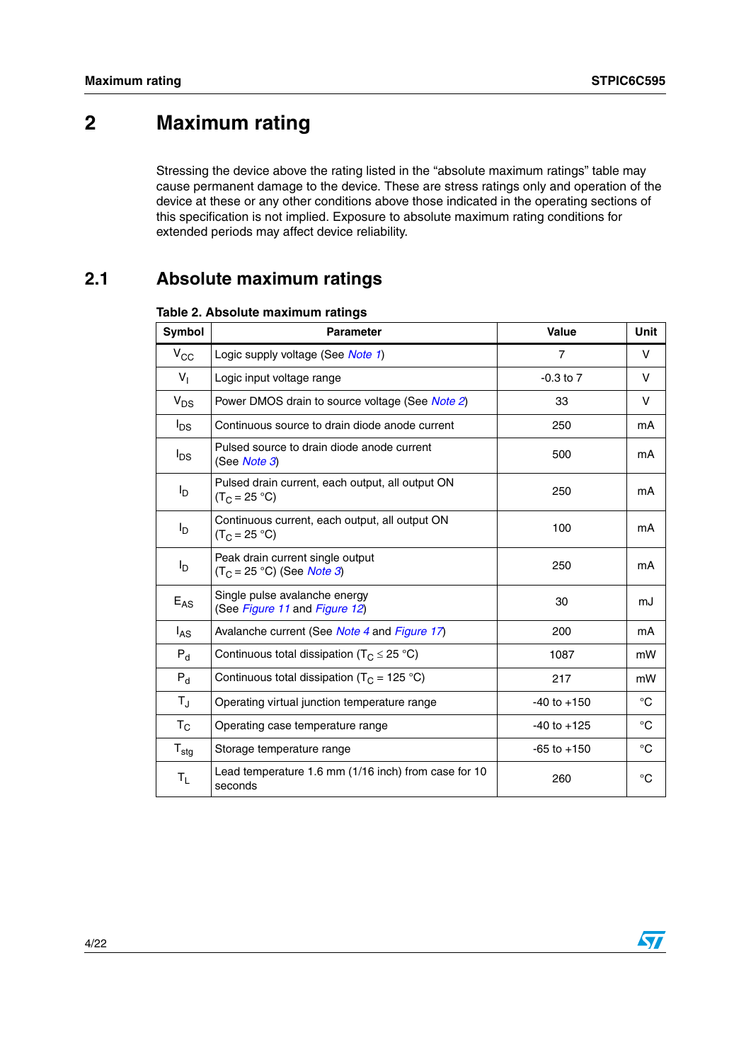# 2 Maximum rating

Stressing the device above the rating listed in the “absolute maximum ratings” table may cause permanent damage to the device. These are stress ratings only and operation of the device at these or any other conditions above those indicated in the operating sections of this specification is not implied. Exposure to absolute maximum rating conditions for extended periods may affect device reliability.

## 2.1 Absolute maximum ratings

**Table 2. Absolute maximum ratings**

| Symbol | Parameter | Value | Unit |
|---|---|---|---|
| $V_{CC}$ | Logic supply voltage (See Note 1) | 7 | V |
| $V_I$ | Logic input voltage range | -0.3 to 7 | V |
| $V_{DS}$ | Power DMOS drain to source voltage (See Note 2) | 33 | V |
| $I_{DS}$ | Continuous source to drain diode anode current | 250 | mA |
| $I_{DS}$ | Pulsed source to drain diode anode current (See Note 3) | 500 | mA |
| $I_D$ | Pulsed drain current, each output, all output ON ($T_C$ = 25 °C) | 250 | mA |
| $I_D$ | Continuous current, each output, all output ON ($T_C$ = 25 °C) | 100 | mA |
| $I_D$ | Peak drain current single output ($T_C$ = 25 °C) (See Note 3) | 250 | mA |
| $E_{AS}$ | Single pulse avalanche energy (See Figure 11 and Figure 12) | 30 | mJ |
| $I_{AS}$ | Avalanche current (See Note 4 and Figure 17) | 200 | mA |
| $P_d$ | Continuous total dissipation ($T_C \leq 25$ °C) | 1087 | mW |
| $P_d$ | Continuous total dissipation ($T_C$ = 125 °C) | 217 | mW |
| $T_J$ | Operating virtual junction temperature range | -40 to +150 | °C |
| $T_C$ | Operating case temperature range | -40 to +125 | °C |
| $T_{stg}$ | Storage temperature range | -65 to +150 | °C |
| $T_L$ | Lead temperature 1.6 mm (1/16 inch) from case for 10 seconds | 260 | °C |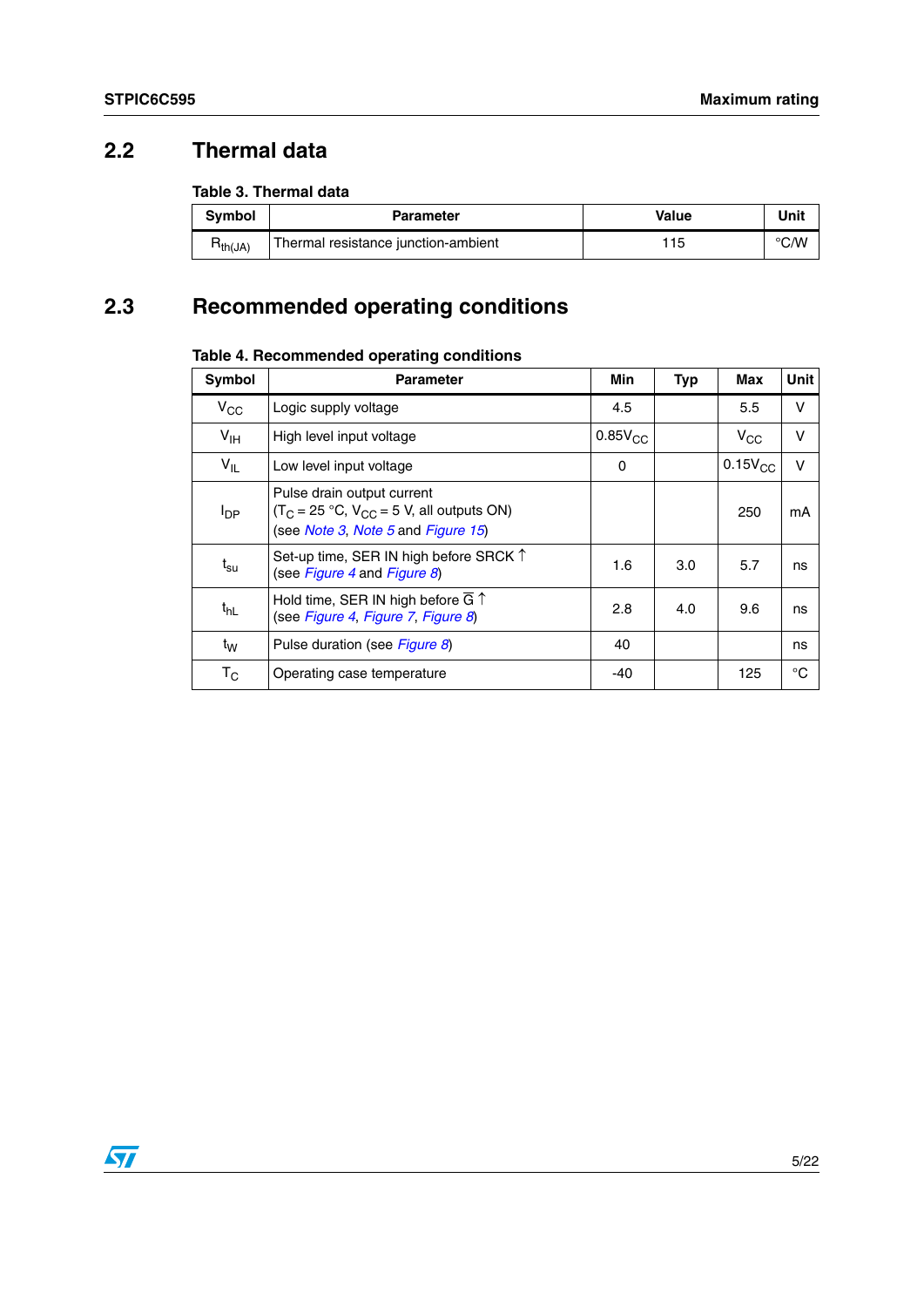## 2.2 Thermal data

**Table 3. Thermal data**

| Symbol | Parameter | Value | Unit |
|---|---|---|---|
| $R_{th(JA)}$ | Thermal resistance junction-ambient | 115 | °C/W |

## 2.3 Recommended operating conditions

**Table 4. Recommended operating conditions**

| Symbol | Parameter | Min | Typ | Max | Unit |
|---|---|---|---|---|---|
| $V_{CC}$ | Logic supply voltage | 4.5 | | 5.5 | V |
| $V_{IH}$ | High level input voltage | $0.85V_{CC}$ | | $V_{CC}$ | V |
| $V_{IL}$ | Low level input voltage | 0 | | $0.15V_{CC}$ | V |
| $I_{DP}$ | Pulse drain output current ($T_C$ = 25 °C, $V_{CC}$ = 5 V, all outputs ON) (see Note 3, Note 5 and Figure 15) | | | 250 | mA |
| $t_{su}$ | Set-up time, SER IN high before SRCK ↑ (see Figure 4 and Figure 8) | 1.6 | 3.0 | 5.7 | ns |
| $t_{hL}$ | Hold time, SER IN high before $\overline{G}$ ↑ (see Figure 4, Figure 7, Figure 8) | 2.8 | 4.0 | 9.6 | ns |
| $t_W$ | Pulse duration (see Figure 8) | 40 | | | ns |
| $T_C$ | Operating case temperature | -40 | | 125 | °C |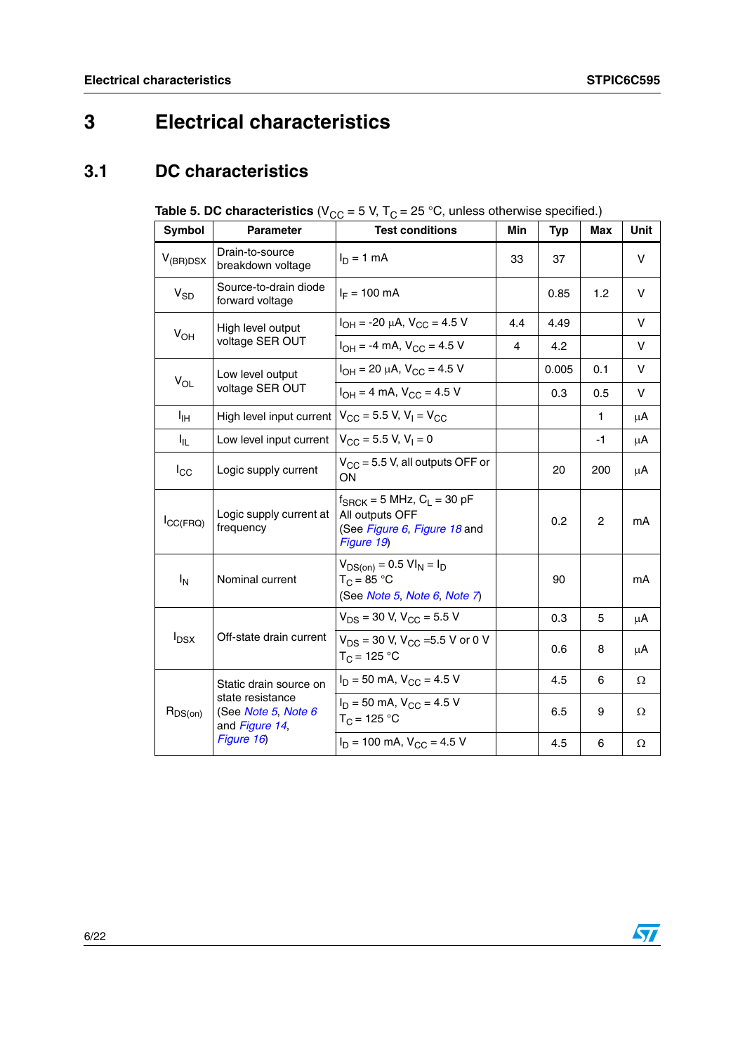# 3 Electrical characteristics

## 3.1 DC characteristics

**Table 5. DC characteristics** ($V_{CC}$ = 5 V, $T_C$ = 25 °C, unless otherwise specified.)

| Symbol | Parameter | Test conditions | Min | Typ | Max | Unit |
|---|---|---|---|---|---|---|
| $V_{(BR)DSX}$ | Drain-to-source breakdown voltage | $I_D$ = 1 mA | 33 | 37 | | V |
| $V_{SD}$ | Source-to-drain diode forward voltage | $I_F$ = 100 mA | | 0.85 | 1.2 | V |
| $V_{OH}$ | High level output voltage SER OUT | $I_{OH}$ = -20 μA, $V_{CC}$ = 4.5 V | 4.4 | 4.49 | | V |
| | | $I_{OH}$ = -4 mA, $V_{CC}$ = 4.5 V | 4 | 4.2 | | V |
| $V_{OL}$ | Low level output voltage SER OUT | $I_{OH}$ = 20 μA, $V_{CC}$ = 4.5 V | | 0.005 | 0.1 | V |
| | | $I_{OH}$ = 4 mA, $V_{CC}$ = 4.5 V | | 0.3 | 0.5 | V |
| $I_{IH}$ | High level input current | $V_{CC}$ = 5.5 V, $V_I$ = $V_{CC}$ | | | 1 | μA |
| $I_{IL}$ | Low level input current | $V_{CC}$ = 5.5 V, $V_I$ = 0 | | | -1 | μA |
| $I_{CC}$ | Logic supply current | $V_{CC}$ = 5.5 V, all outputs OFF or ON | | 20 | 200 | μA |
| $I_{CC(FRQ)}$ | Logic supply current at frequency | $f_{SRCK}$ = 5 MHz, $C_L$ = 30 pF All outputs OFF (See *Figure 6*, *Figure 18* and *Figure 19*) | | 0.2 | 2 | mA |
| $I_N$ | Nominal current | $V_{DS(on)}$ = 0.5 V$I_N$ = $I_D$ $T_C$ = 85 °C (See *Note 5*, *Note 6*, *Note 7*) | | 90 | | mA |
| $I_{DSX}$ | Off-state drain current | $V_{DS}$ = 30 V, $V_{CC}$ = 5.5 V | | 0.3 | 5 | μA |
| | | $V_{DS}$ = 30 V, $V_{CC}$ =5.5 V or 0 V $T_C$ = 125 °C | | 0.6 | 8 | μA |
| $R_{DS(on)}$ | Static drain source on state resistance (See *Note 5*, *Note 6* and *Figure 14*, *Figure 16*) | $I_D$ = 50 mA, $V_{CC}$ = 4.5 V | | 4.5 | 6 | Ω |
| | | $I_D$ = 50 mA, $V_{CC}$ = 4.5 V $T_C$ = 125 °C | | 6.5 | 9 | Ω |
| | | $I_D$ = 100 mA, $V_{CC}$ = 4.5 V | | 4.5 | 6 | Ω |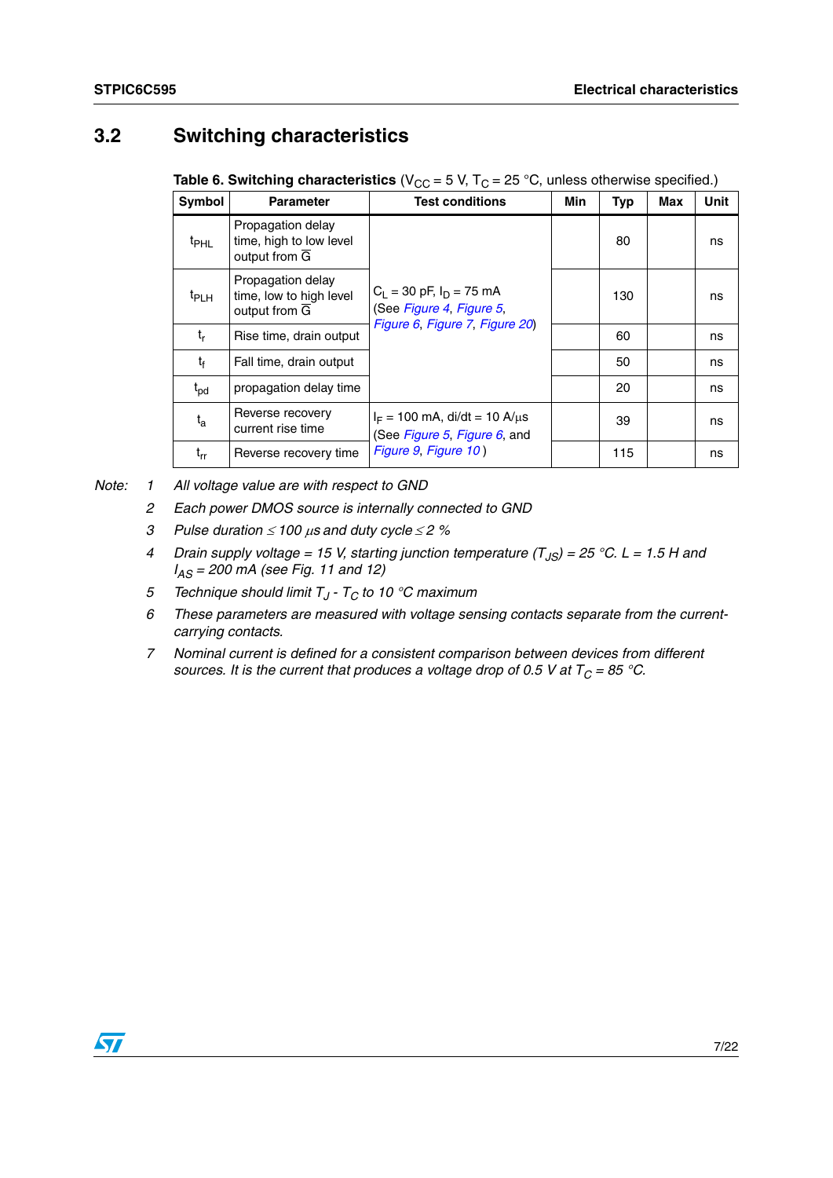## 3.2 Switching characteristics

**Table 6. Switching characteristics** ($V_{CC}$ = 5 V, $T_C$ = 25 °C, unless otherwise specified.)

| Symbol | Parameter | Test conditions | Min | Typ | Max | Unit |
|---|---|---|---|---|---|---|
| $t_{PHL}$ | Propagation delay time, high to low level output from $\overline{G}$ | $C_L$ = 30 pF, $I_D$ = 75 mA (See Figure 4, Figure 5, Figure 6, Figure 7, Figure 20) | | 80 | | ns |
| $t_{PLH}$ | Propagation delay time, low to high level output from $\overline{G}$ | | | 130 | | ns |
| $t_r$ | Rise time, drain output | | | 60 | | ns |
| $t_f$ | Fall time, drain output | | | 50 | | ns |
| $t_{pd}$ | propagation delay time | | | 20 | | ns |
| $t_a$ | Reverse recovery current rise time | $I_F$ = 100 mA, di/dt = 10 A/µs (See Figure 5, Figure 6, and Figure 9, Figure 10 ) | | 39 | | ns |
| $t_{rr}$ | Reverse recovery time | | | 115 | | ns |

Note:
1. *All voltage value are with respect to GND*
2. *Each power DMOS source is internally connected to GND*
3. *Pulse duration ≤ 100 µs and duty cycle ≤ 2 %*
4. *Drain supply voltage = 15 V, starting junction temperature ($T_{JS}$) = 25 °C. L = 1.5 H and $I_{AS}$ = 200 mA (see Fig. 11 and 12)*
5. *Technique should limit $T_J$ - $T_C$ to 10 °C maximum*
6. *These parameters are measured with voltage sensing contacts separate from the current-carrying contacts.*
7. *Nominal current is defined for a consistent comparison between devices from different sources. It is the current that produces a voltage drop of 0.5 V at $T_C$ = 85 °C.*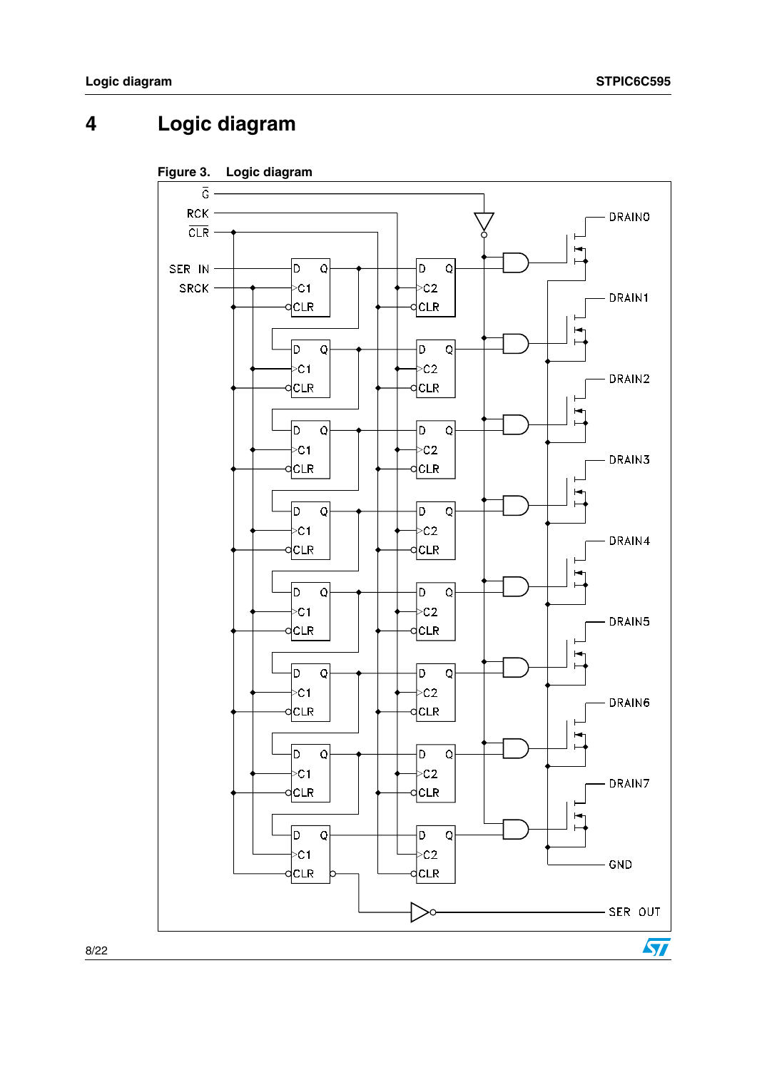# 4 Logic diagram

**Figure 3. Logic diagram**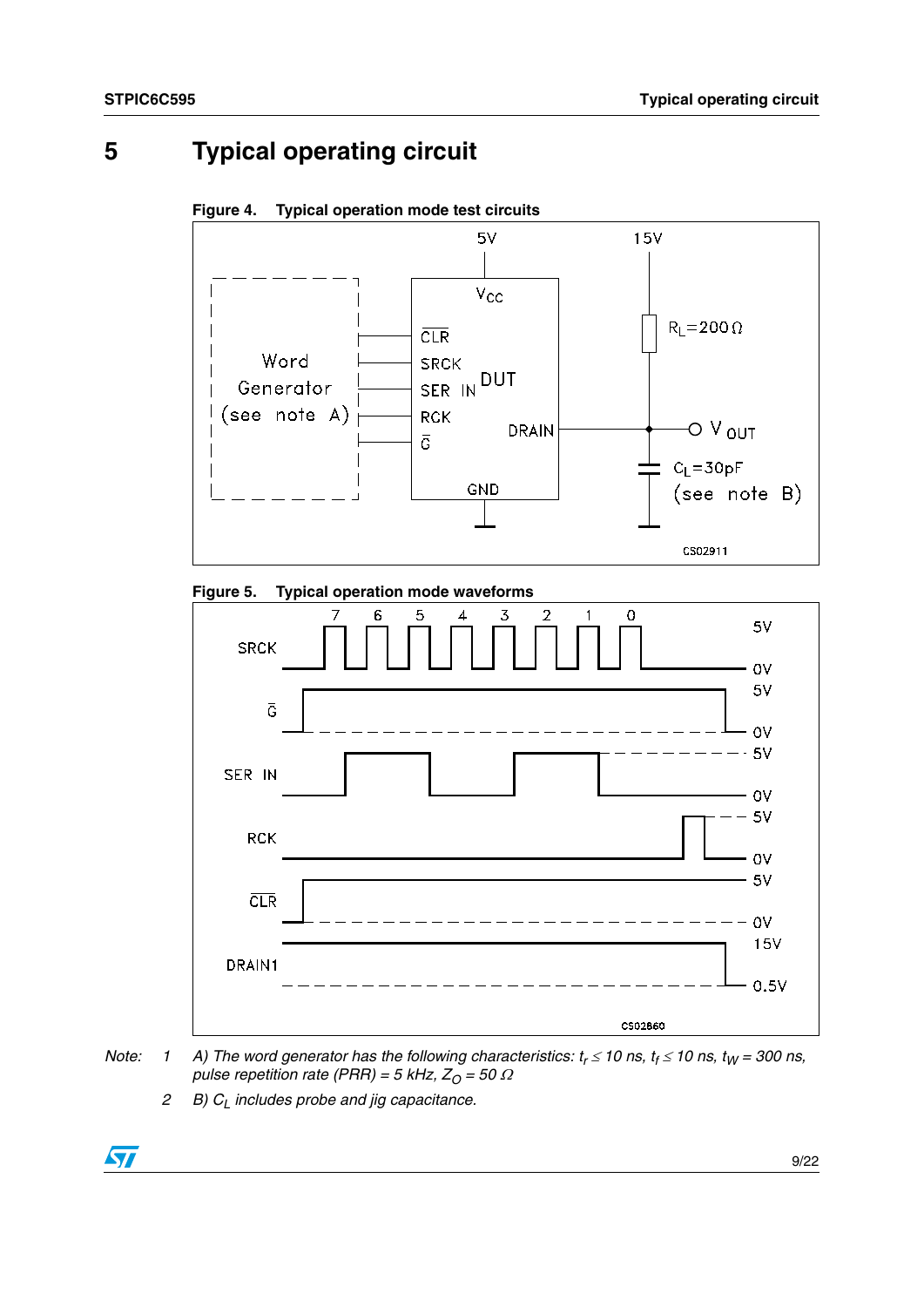# 5 Typical operating circuit

**Figure 4. Typical operation mode test circuits**

**Figure 5. Typical operation mode waveforms**

*Note:* 1 *A) The word generator has the following characteristics: $t_r \leq 10$ ns, $t_f \leq 10$ ns, $t_W = 300$ ns, pulse repetition rate (PRR) = 5 kHz, $Z_O = 50\ \Omega$*

2 *B) $C_L$ includes probe and jig capacitance.*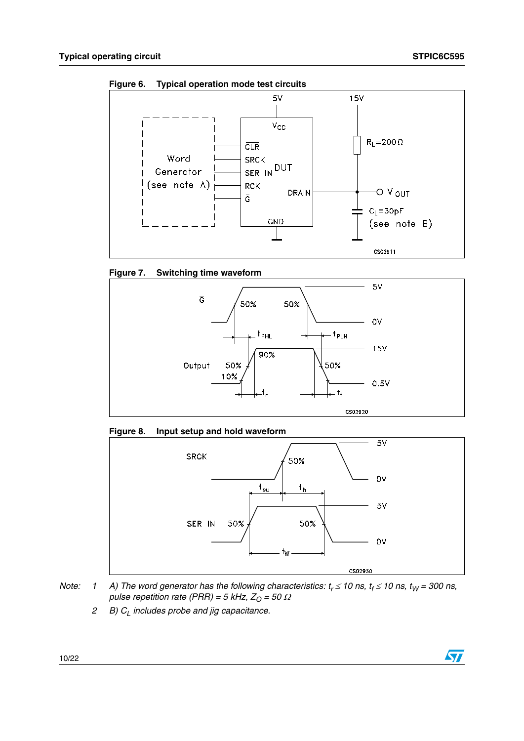**Figure 6. Typical operation mode test circuits**

**Figure 7. Switching time waveform**

**Figure 8. Input setup and hold waveform**

Note: 1 A) The word generator has the following characteristics: $t_r \leq 10$ ns, $t_f \leq 10$ ns, $t_W = 300$ ns, pulse repetition rate (PRR) = 5 kHz, $Z_O = 50\ \Omega$

2 B) $C_L$ includes probe and jig capacitance.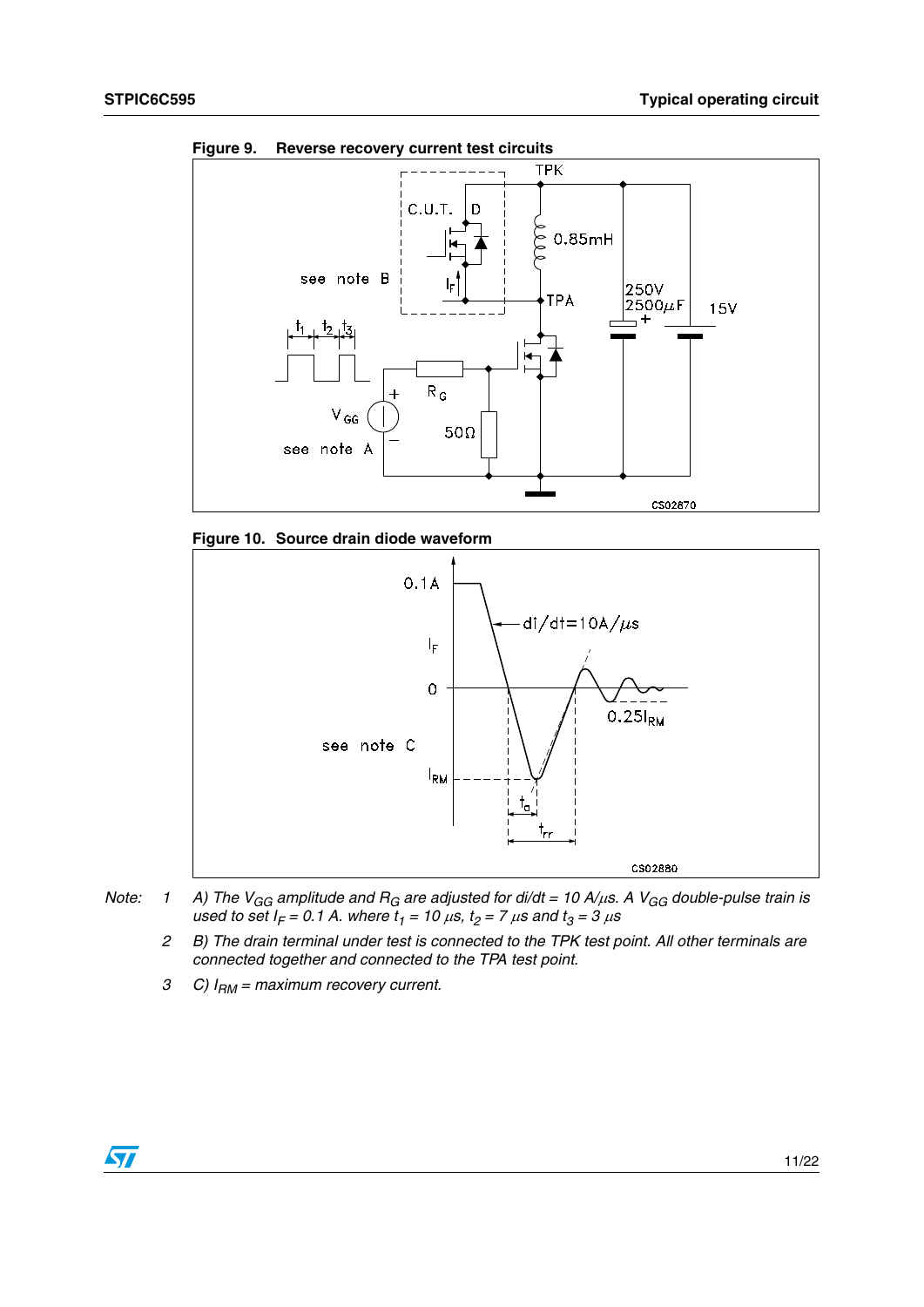**Figure 9. Reverse recovery current test circuits**

**Figure 10. Source drain diode waveform**

*Note: 1 A) The $V_{GG}$ amplitude and $R_G$ are adjusted for di/dt = 10 A/µs. A $V_{GG}$ double-pulse train is used to set $I_F$ = 0.1 A. where $t_1$ = 10 µs, $t_2$ = 7 µs and $t_3$ = 3 µs*

*2 B) The drain terminal under test is connected to the TPK test point. All other terminals are connected together and connected to the TPA test point.*

*3 C) $I_{RM}$ = maximum recovery current.*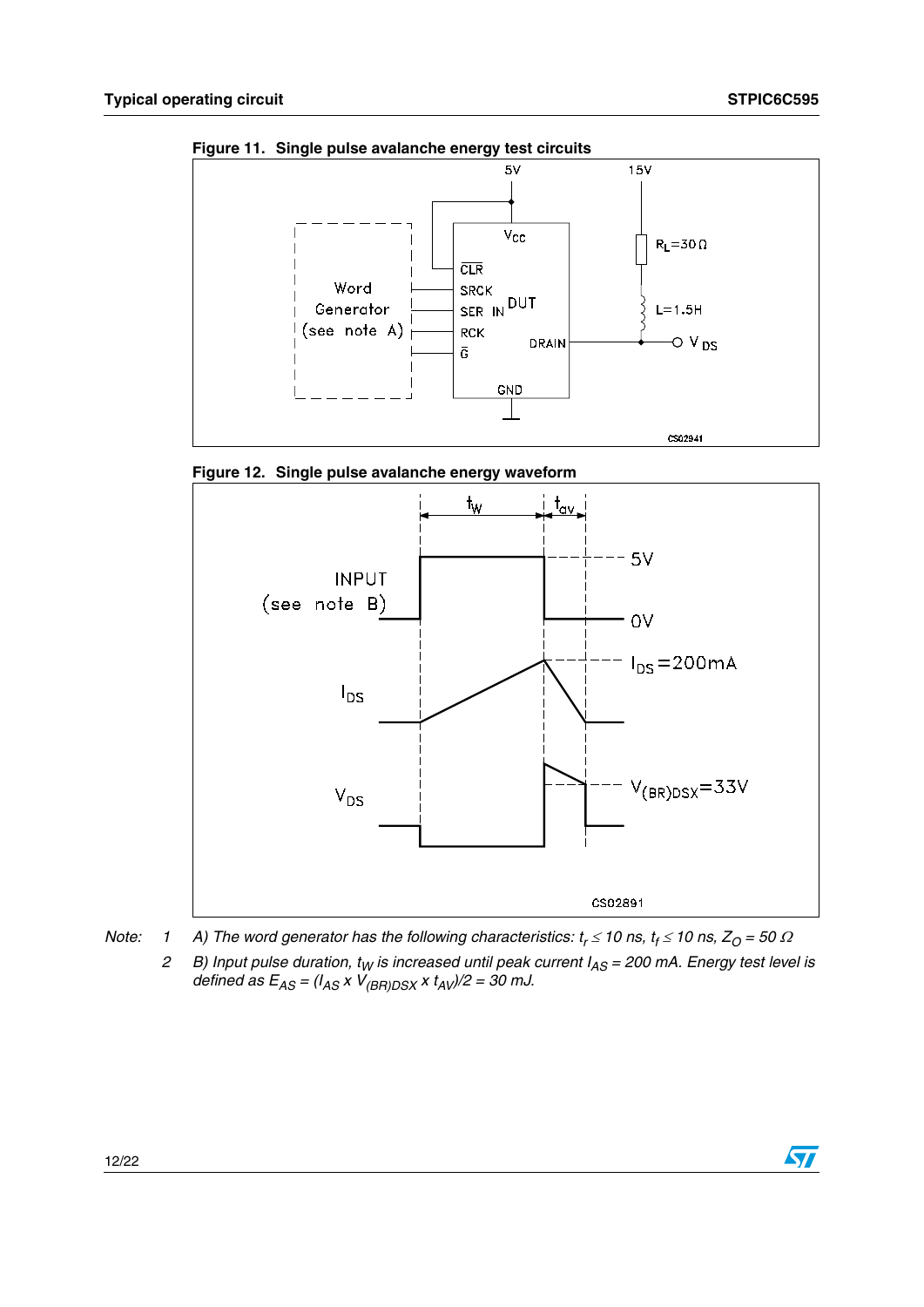**Figure 11. Single pulse avalanche energy test circuits**

**Figure 12. Single pulse avalanche energy waveform**

*Note:* 1 *A) The word generator has the following characteristics: $t_r \leq 10$ ns, $t_f \leq 10$ ns, $Z_O = 50\ \Omega$*

2 *B) Input pulse duration, $t_W$ is increased until peak current $I_{AS} = 200$ mA. Energy test level is defined as $E_{AS} = (I_{AS} \times V_{(BR)DSX} \times t_{AV})/2 = 30$ mJ.*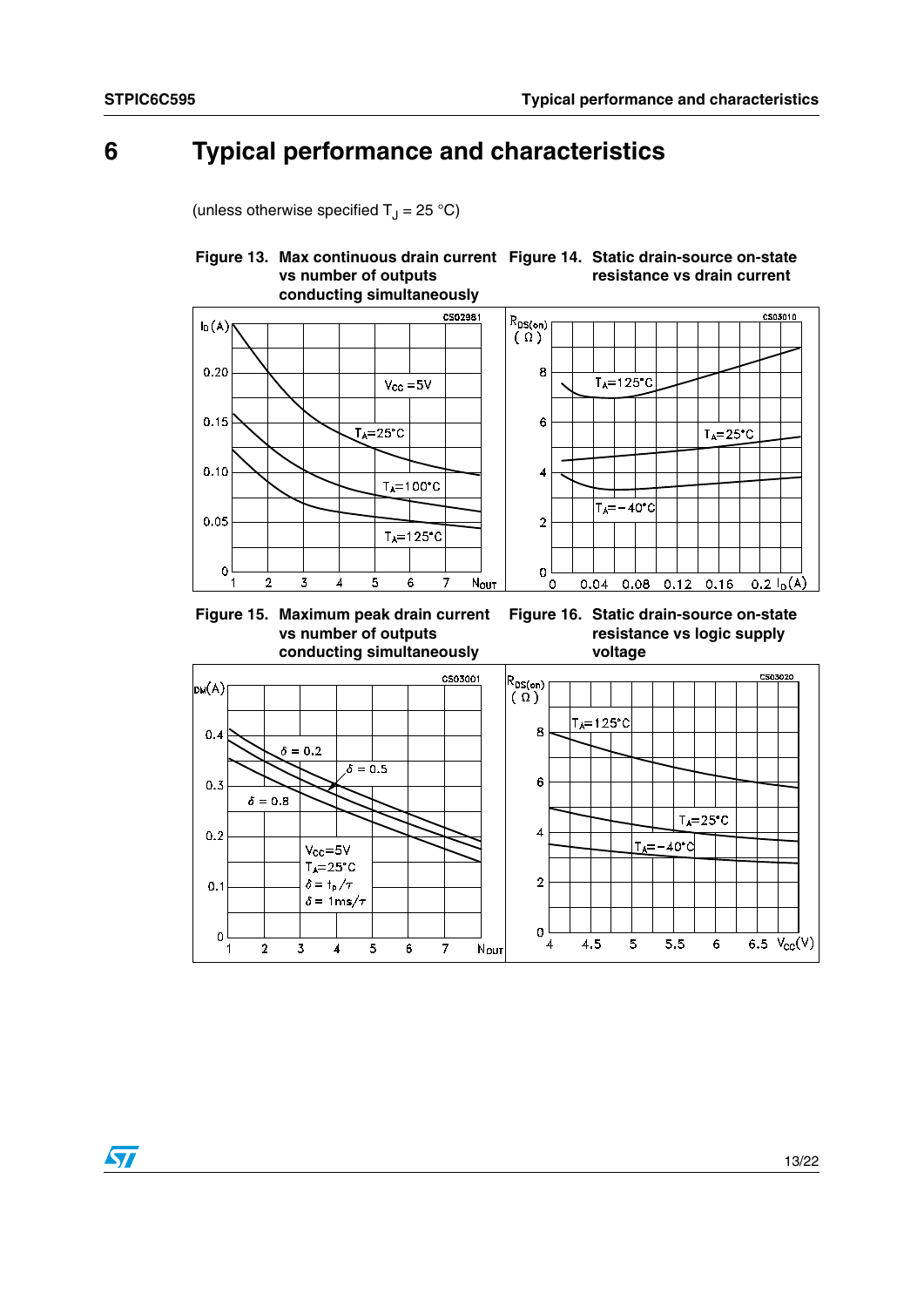# 6 Typical performance and characteristics

(unless otherwise specified $T_J$ = 25 °C)

**Figure 13. Max continuous drain current vs number of outputs conducting simultaneously**

**Figure 14. Static drain-source on-state resistance vs drain current**

**Figure 15. Maximum peak drain current vs number of outputs conducting simultaneously**

**Figure 16. Static drain-source on-state resistance vs logic supply voltage**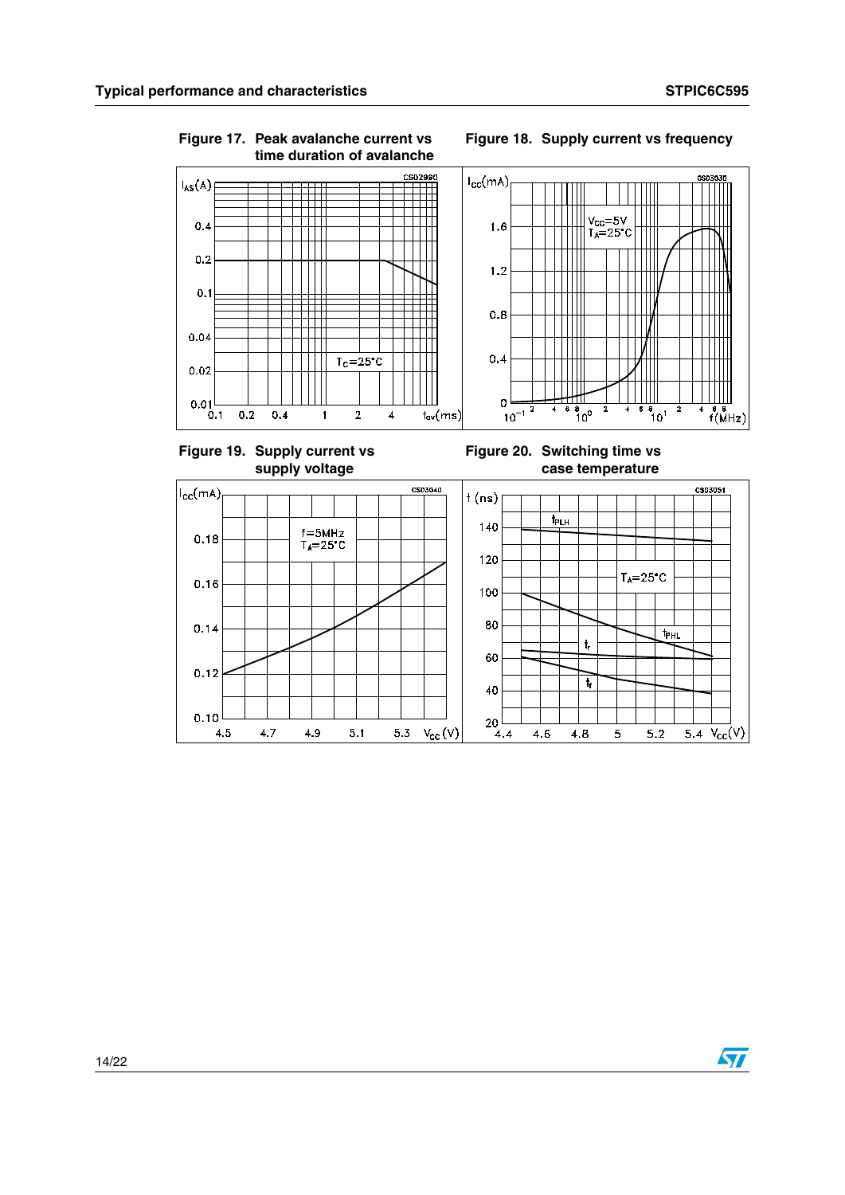**Figure 17. Peak avalanche current vs time duration of avalanche**

**Figure 18. Supply current vs frequency**

**Figure 19. Supply current vs supply voltage**

**Figure 20. Switching time vs case temperature**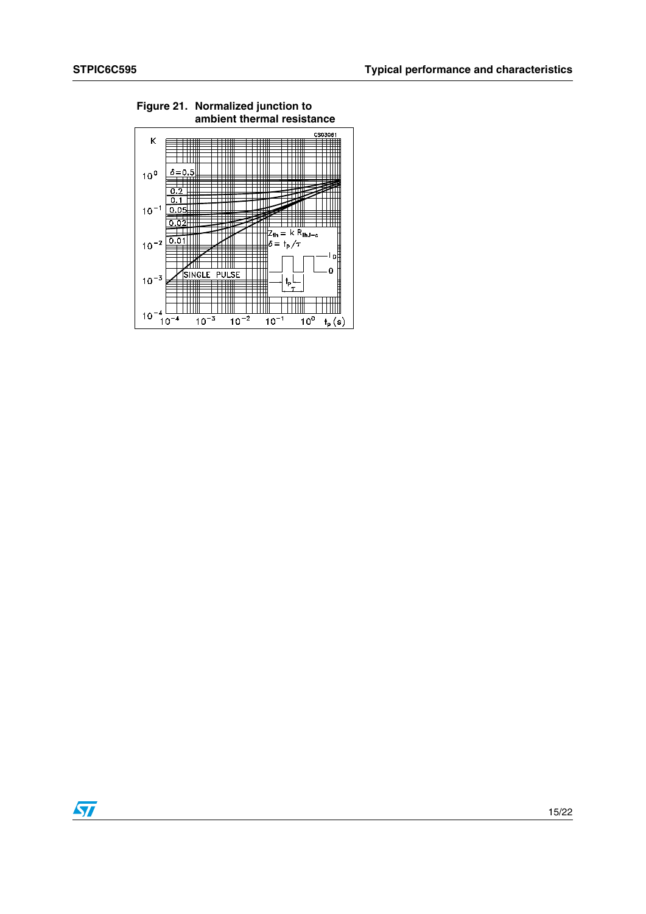**Figure 21. Normalized junction to ambient thermal resistance**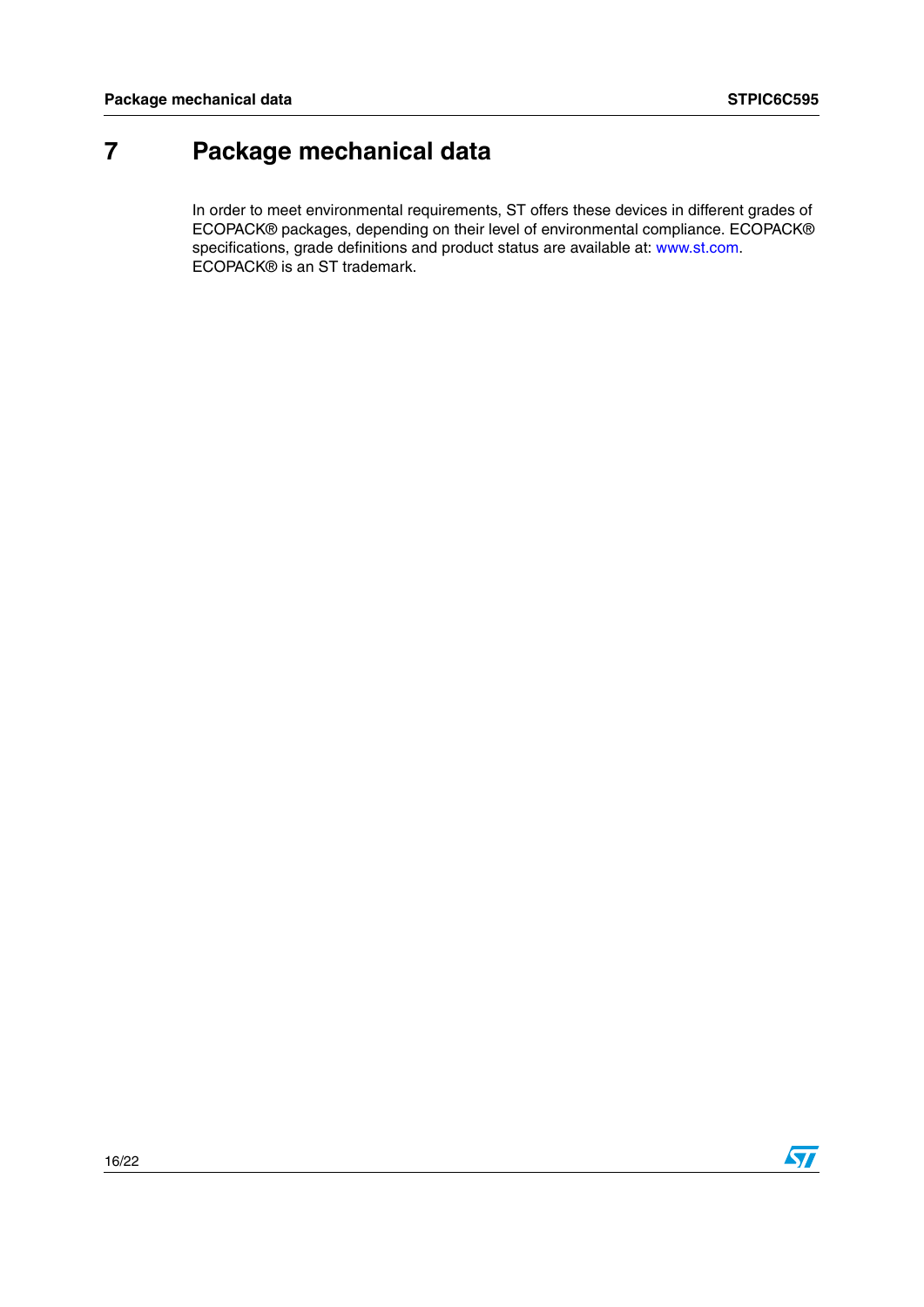# 7 Package mechanical data

In order to meet environmental requirements, ST offers these devices in different grades of ECOPACK® packages, depending on their level of environmental compliance. ECOPACK® specifications, grade definitions and product status are available at: www.st.com. ECOPACK® is an ST trademark.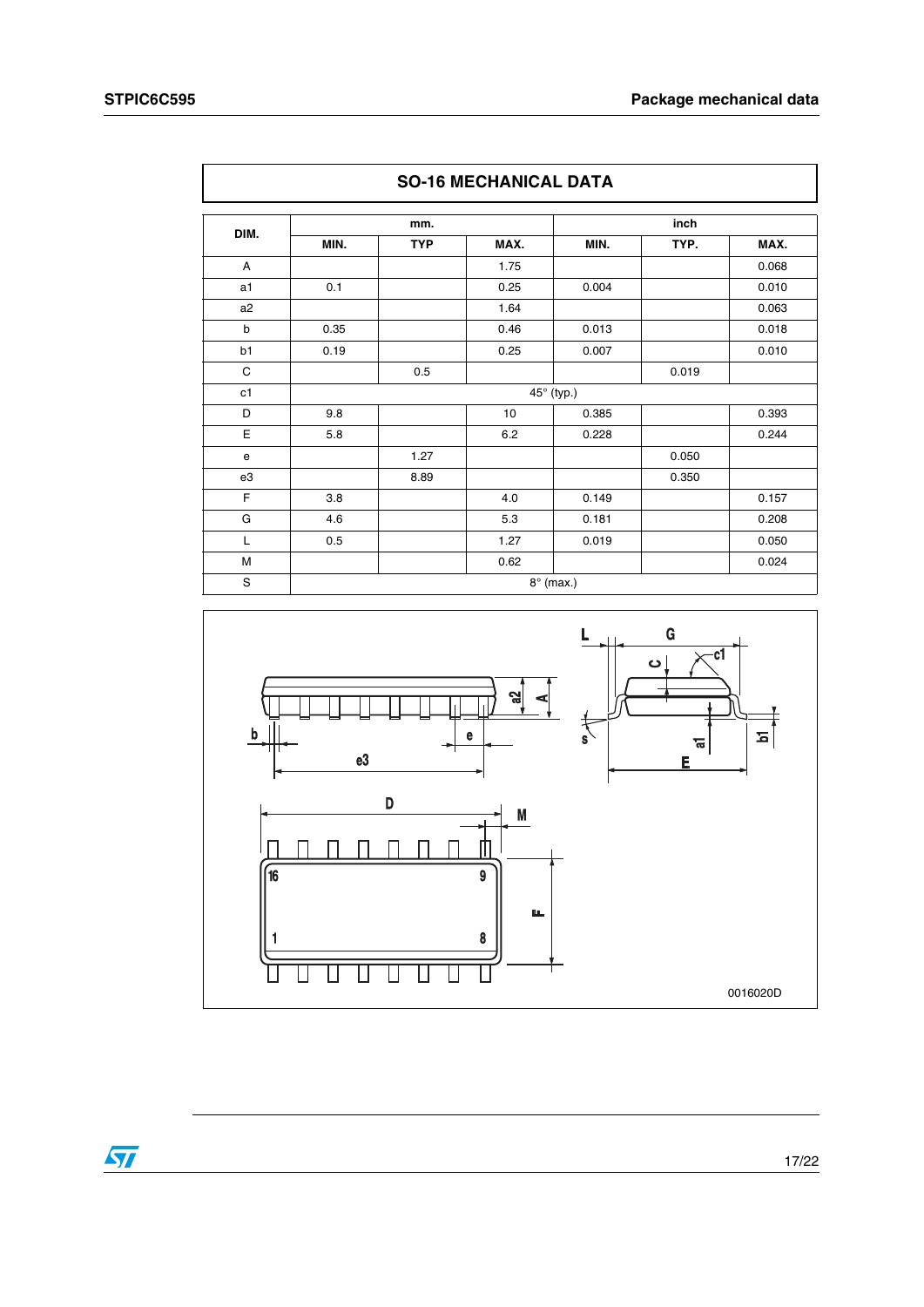## SO-16 MECHANICAL DATA

| DIM. | mm. | | | inch | | |
|---|---|---|---|---|---|---|
| | MIN. | TYP | MAX. | MIN. | TYP. | MAX. |
| A | | | 1.75 | | | 0.068 |
| a1 | 0.1 | | 0.25 | 0.004 | | 0.010 |
| a2 | | | 1.64 | | | 0.063 |
| b | 0.35 | | 0.46 | 0.013 | | 0.018 |
| b1 | 0.19 | | 0.25 | 0.007 | | 0.010 |
| C | | 0.5 | | | 0.019 | |
| c1 | 45° (typ.) | | | | | |
| D | 9.8 | | 10 | 0.385 | | 0.393 |
| E | 5.8 | | 6.2 | 0.228 | | 0.244 |
| e | | 1.27 | | | 0.050 | |
| e3 | | 8.89 | | | 0.350 | |
| F | 3.8 | | 4.0 | 0.149 | | 0.157 |
| G | 4.6 | | 5.3 | 0.181 | | 0.208 |
| L | 0.5 | | 1.27 | 0.019 | | 0.050 |
| M | | | 0.62 | | | 0.024 |
| S | 8° (max.) | | | | | |

0016020D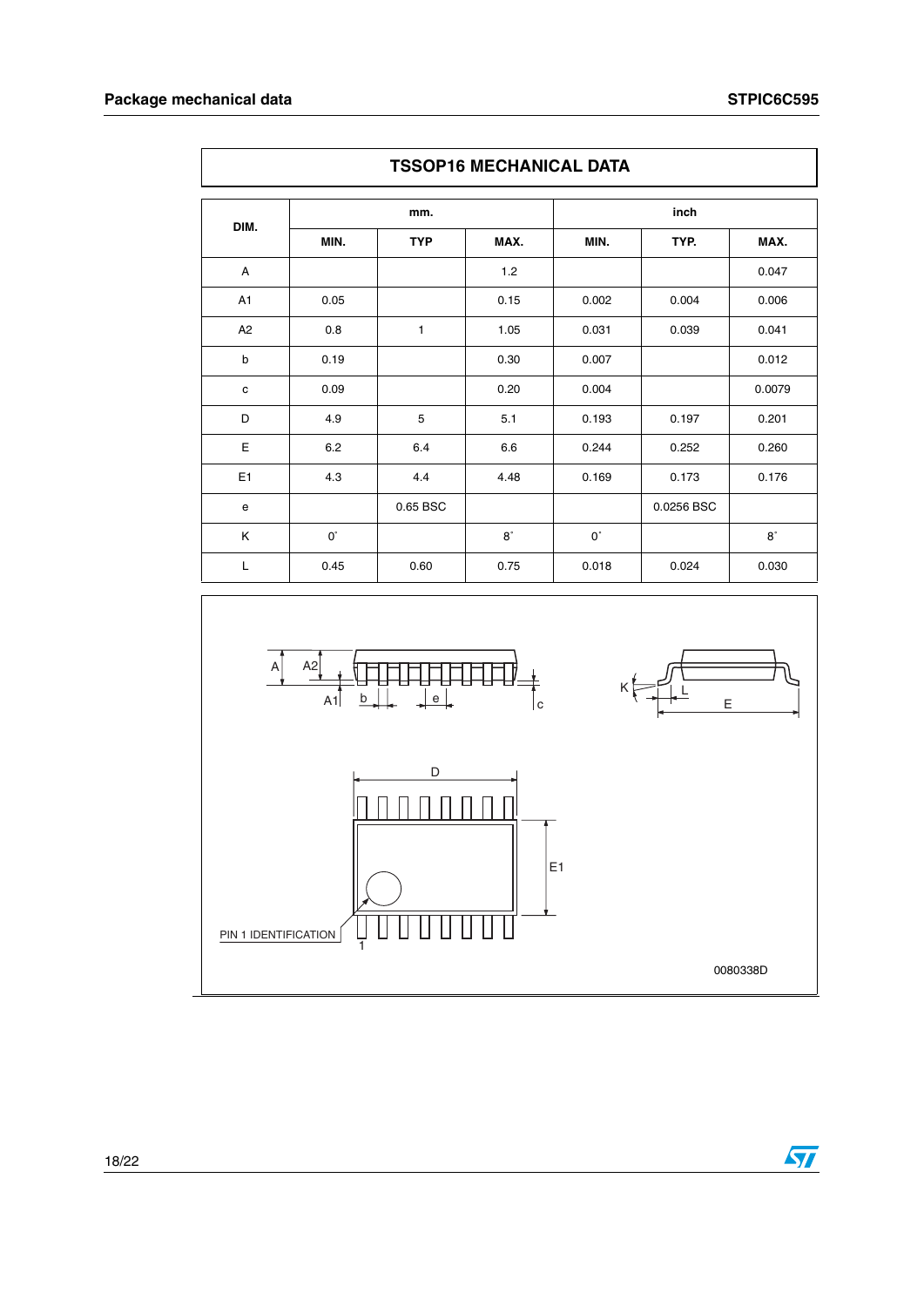| TSSOP16 MECHANICAL DATA | | | | | | |
|---|---|---|---|---|---|---|
| DIM. | mm. | | | inch | | |
| | MIN. | TYP | MAX. | MIN. | TYP. | MAX. |
| A | | | 1.2 | | | 0.047 |
| A1 | 0.05 | | 0.15 | 0.002 | 0.004 | 0.006 |
| A2 | 0.8 | 1 | 1.05 | 0.031 | 0.039 | 0.041 |
| b | 0.19 | | 0.30 | 0.007 | | 0.012 |
| c | 0.09 | | 0.20 | 0.004 | | 0.0079 |
| D | 4.9 | 5 | 5.1 | 0.193 | 0.197 | 0.201 |
| E | 6.2 | 6.4 | 6.6 | 0.244 | 0.252 | 0.260 |
| E1 | 4.3 | 4.4 | 4.48 | 0.169 | 0.173 | 0.176 |
| e | | 0.65 BSC | | | 0.0256 BSC | |
| K | 0° | | 8° | 0° | | 8° |
| L | 0.45 | 0.60 | 0.75 | 0.018 | 0.024 | 0.030 |

PIN 1 IDENTIFICATION

0080338D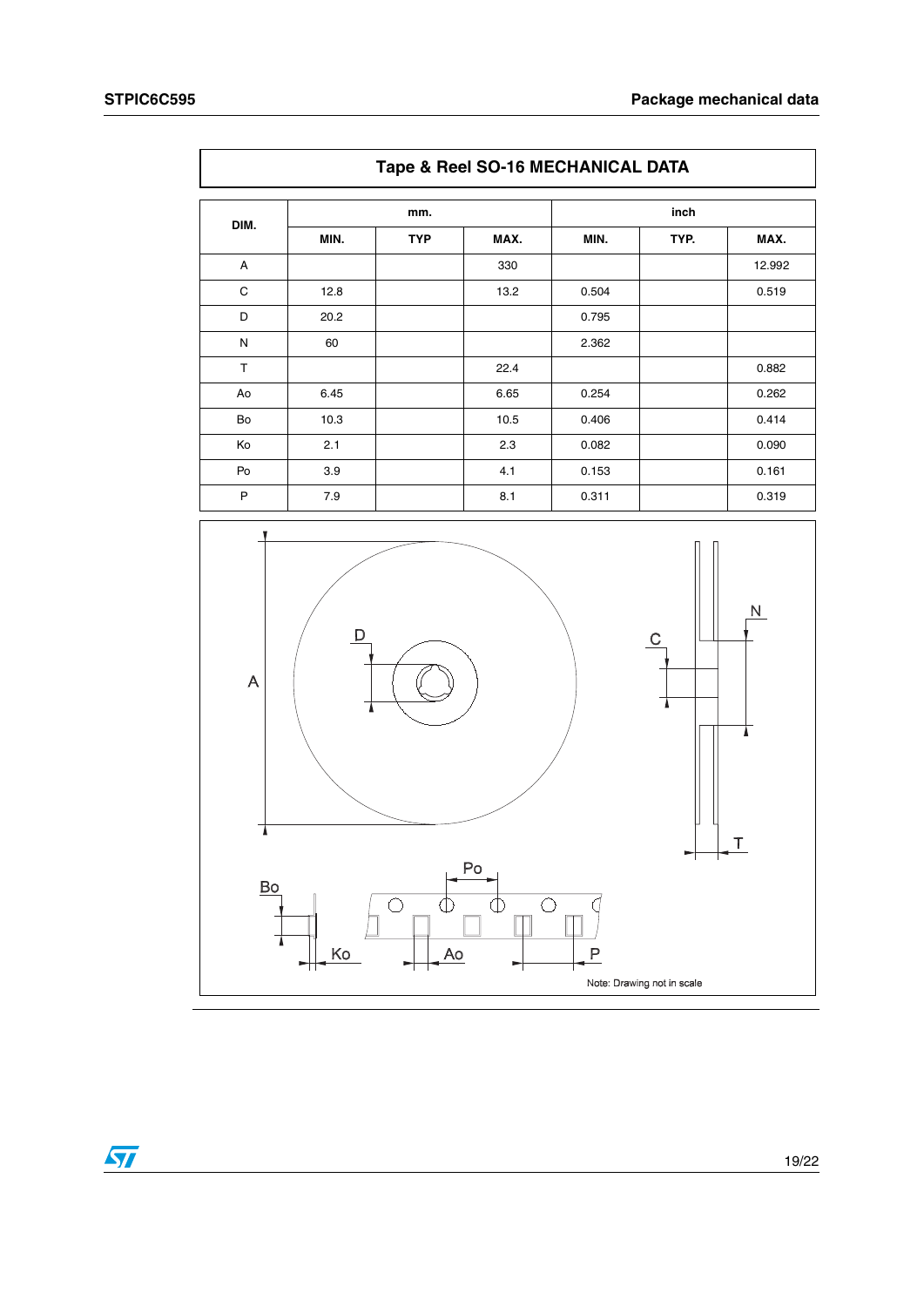## Tape & Reel SO-16 MECHANICAL DATA

| DIM. | mm. | | | inch | | |
|---|---|---|---|---|---|---|
| | MIN. | TYP | MAX. | MIN. | TYP. | MAX. |
| A | | | 330 | | | 12.992 |
| C | 12.8 | | 13.2 | 0.504 | | 0.519 |
| D | 20.2 | | | 0.795 | | |
| N | 60 | | | 2.362 | | |
| T | | | 22.4 | | | 0.882 |
| Ao | 6.45 | | 6.65 | 0.254 | | 0.262 |
| Bo | 10.3 | | 10.5 | 0.406 | | 0.414 |
| Ko | 2.1 | | 2.3 | 0.082 | | 0.090 |
| Po | 3.9 | | 4.1 | 0.153 | | 0.161 |
| P | 7.9 | | 8.1 | 0.311 | | 0.319 |

Note: Drawing not in scale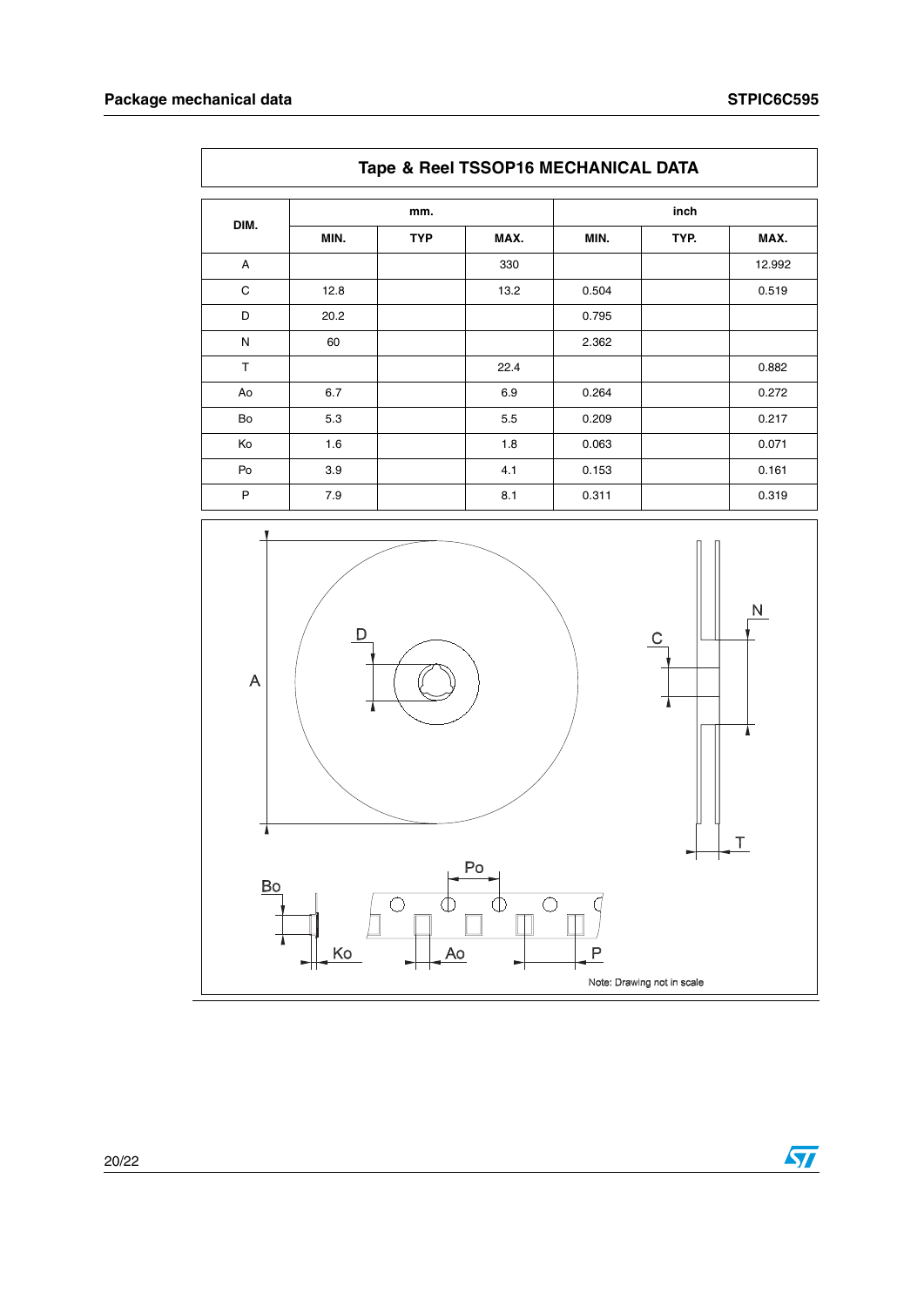## Tape & Reel TSSOP16 MECHANICAL DATA

| DIM. | mm. | | | inch | | |
|---|---|---|---|---|---|---|
| | MIN. | TYP | MAX. | MIN. | TYP. | MAX. |
| A | | | 330 | | | 12.992 |
| C | 12.8 | | 13.2 | 0.504 | | 0.519 |
| D | 20.2 | | | 0.795 | | |
| N | 60 | | | 2.362 | | |
| T | | | 22.4 | | | 0.882 |
| Ao | 6.7 | | 6.9 | 0.264 | | 0.272 |
| Bo | 5.3 | | 5.5 | 0.209 | | 0.217 |
| Ko | 1.6 | | 1.8 | 0.063 | | 0.071 |
| Po | 3.9 | | 4.1 | 0.153 | | 0.161 |
| P | 7.9 | | 8.1 | 0.311 | | 0.319 |

Note: Drawing not in scale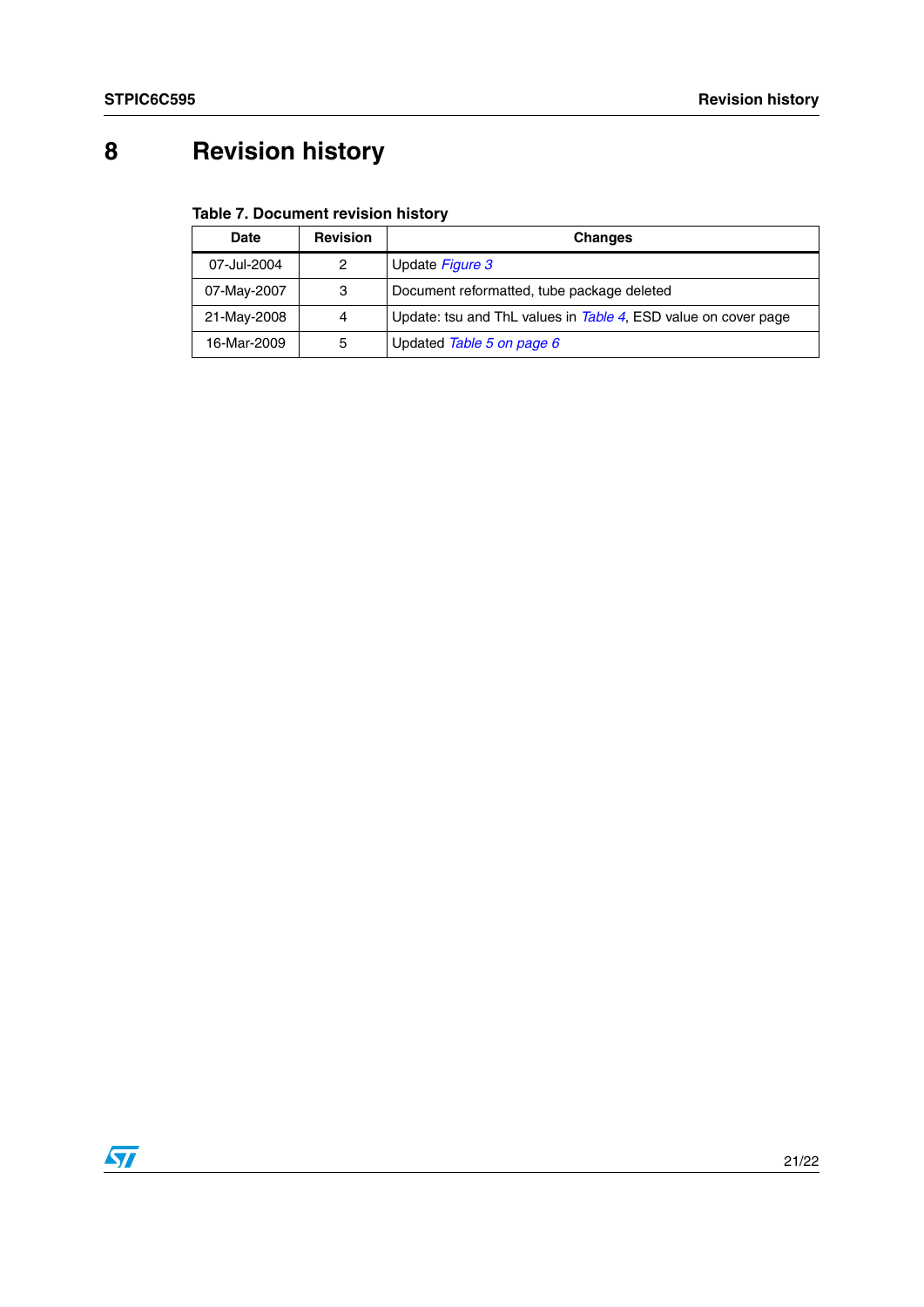# 8 Revision history

**Table 7. Document revision history**

| Date | Revision | Changes |
|---|---|---|
| 07-Jul-2004 | 2 | Update *Figure 3* |
| 07-May-2007 | 3 | Document reformatted, tube package deleted |
| 21-May-2008 | 4 | Update: tsu and ThL values in *Table 4*, ESD value on cover page |
| 16-Mar-2009 | 5 | Updated *Table 5 on page 6* |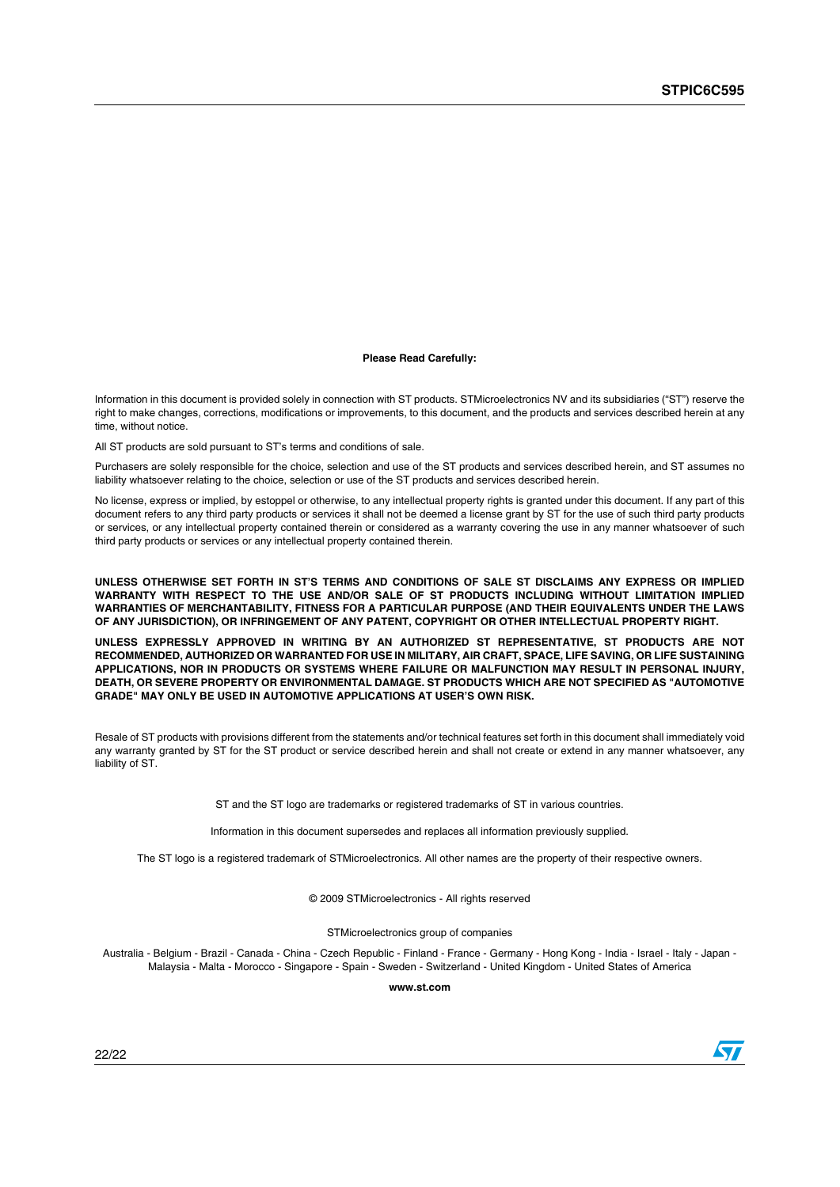**Please Read Carefully:**

Information in this document is provided solely in connection with ST products. STMicroelectronics NV and its subsidiaries ("ST") reserve the right to make changes, corrections, modifications or improvements, to this document, and the products and services described herein at any time, without notice.

All ST products are sold pursuant to ST's terms and conditions of sale.

Purchasers are solely responsible for the choice, selection and use of the ST products and services described herein, and ST assumes no liability whatsoever relating to the choice, selection or use of the ST products and services described herein.

No license, express or implied, by estoppel or otherwise, to any intellectual property rights is granted under this document. If any part of this document refers to any third party products or services it shall not be deemed a license grant by ST for the use of such third party products or services, or any intellectual property contained therein or considered as a warranty covering the use in any manner whatsoever of such third party products or services or any intellectual property contained therein.

**UNLESS OTHERWISE SET FORTH IN ST'S TERMS AND CONDITIONS OF SALE ST DISCLAIMS ANY EXPRESS OR IMPLIED WARRANTY WITH RESPECT TO THE USE AND/OR SALE OF ST PRODUCTS INCLUDING WITHOUT LIMITATION IMPLIED WARRANTIES OF MERCHANTABILITY, FITNESS FOR A PARTICULAR PURPOSE (AND THEIR EQUIVALENTS UNDER THE LAWS OF ANY JURISDICTION), OR INFRINGEMENT OF ANY PATENT, COPYRIGHT OR OTHER INTELLECTUAL PROPERTY RIGHT.**

**UNLESS EXPRESSLY APPROVED IN WRITING BY AN AUTHORIZED ST REPRESENTATIVE, ST PRODUCTS ARE NOT RECOMMENDED, AUTHORIZED OR WARRANTED FOR USE IN MILITARY, AIR CRAFT, SPACE, LIFE SAVING, OR LIFE SUSTAINING APPLICATIONS, NOR IN PRODUCTS OR SYSTEMS WHERE FAILURE OR MALFUNCTION MAY RESULT IN PERSONAL INJURY, DEATH, OR SEVERE PROPERTY OR ENVIRONMENTAL DAMAGE. ST PRODUCTS WHICH ARE NOT SPECIFIED AS "AUTOMOTIVE GRADE" MAY ONLY BE USED IN AUTOMOTIVE APPLICATIONS AT USER'S OWN RISK.**

Resale of ST products with provisions different from the statements and/or technical features set forth in this document shall immediately void any warranty granted by ST for the ST product or service described herein and shall not create or extend in any manner whatsoever, any liability of ST.

ST and the ST logo are trademarks or registered trademarks of ST in various countries.

Information in this document supersedes and replaces all information previously supplied.

The ST logo is a registered trademark of STMicroelectronics. All other names are the property of their respective owners.

© 2009 STMicroelectronics - All rights reserved

STMicroelectronics group of companies

Australia - Belgium - Brazil - Canada - China - Czech Republic - Finland - France - Germany - Hong Kong - India - Israel - Italy - Japan - Malaysia - Malta - Morocco - Singapore - Spain - Sweden - Switzerland - United Kingdom - United States of America

**www.st.com**